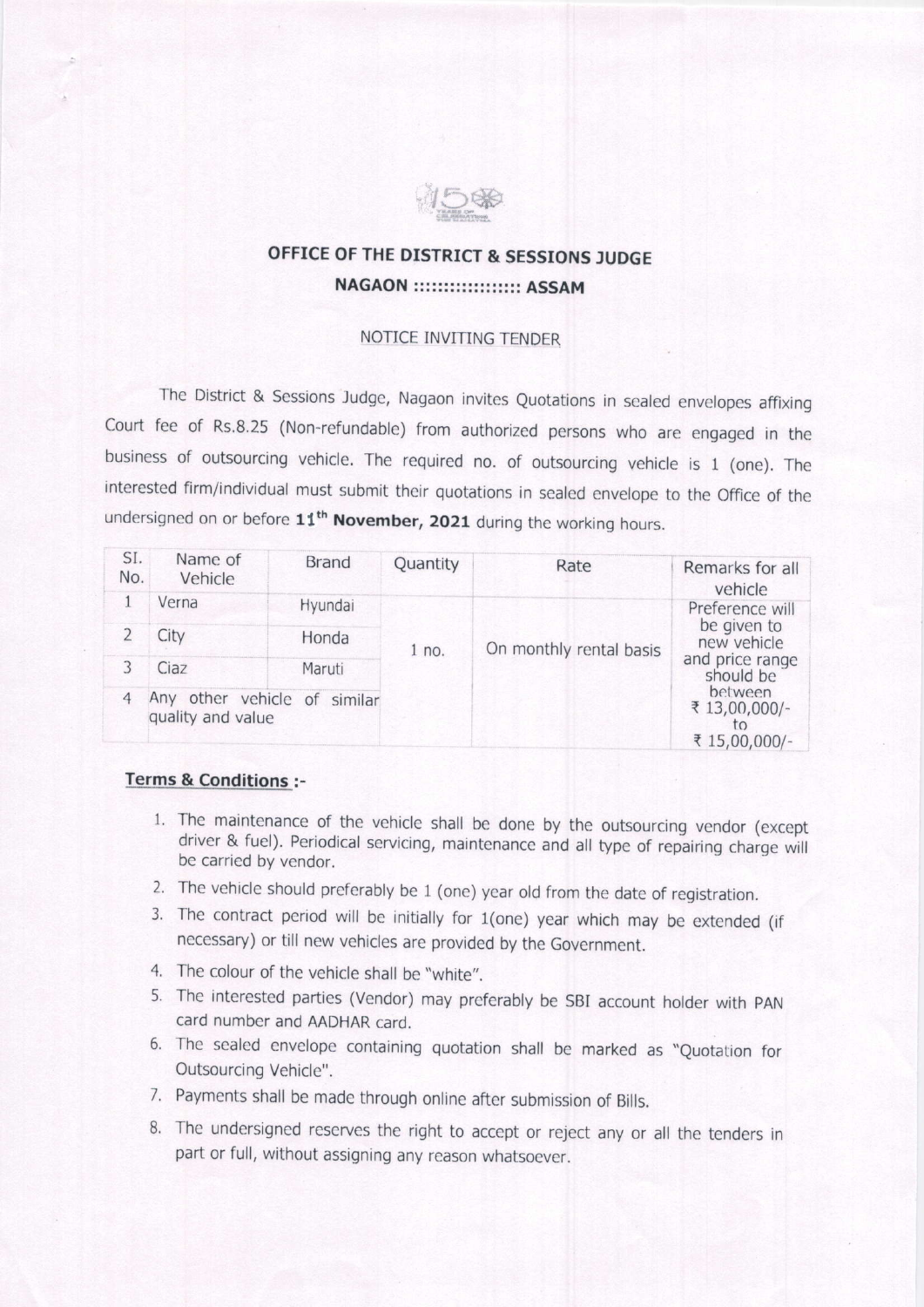# OFFICE OF THE DISTRICT & SESSIONS JUDGE

## NAGAON :::::::::::::::: ASSAM

NOTICE INVITING TENDER

The District & Sessions Judge, Nagaon invites Quotations in sealed envelopes affixing Court fee of Rs.8.25 (Non-refundable) from authorized persons who are engaged in the business of outsourcing vehicle. The required no. of outsourcing vehicle is 1 (one). The interested firm/individual must submit their quotations in sealed envelope to the Office of the undersigned on or before **11th November, 2021** during the working hours.

| Sl. No. | Name of Vehicle | Brand | Quantity | Rate | Remarks for all vehicle |
|---|---|---|---|---|---|
| 1 | Verna | Hyundai | 1 no. | On monthly rental basis | Preference will be given to new vehicle and price range should be between ₹ 13,00,000/- to ₹ 15,00,000/- |
| 2 | City | Honda | | | |
| 3 | Ciaz | Maruti | | | |
| 4 | Any other vehicle of similar quality and value | | | | |

**Terms & Conditions :-**

1. The maintenance of the vehicle shall be done by the outsourcing vendor (except driver & fuel). Periodical servicing, maintenance and all type of repairing charge will be carried by vendor.
2. The vehicle should preferably be 1 (one) year old from the date of registration.
3. The contract period will be initially for 1(one) year which may be extended (if necessary) or till new vehicles are provided by the Government.
4. The colour of the vehicle shall be "white".
5. The interested parties (Vendor) may preferably be SBI account holder with PAN card number and AADHAR card.
6. The sealed envelope containing quotation shall be marked as "Quotation for Outsourcing Vehicle".
7. Payments shall be made through online after submission of Bills.
8. The undersigned reserves the right to accept or reject any or all the tenders in part or full, without assigning any reason whatsoever.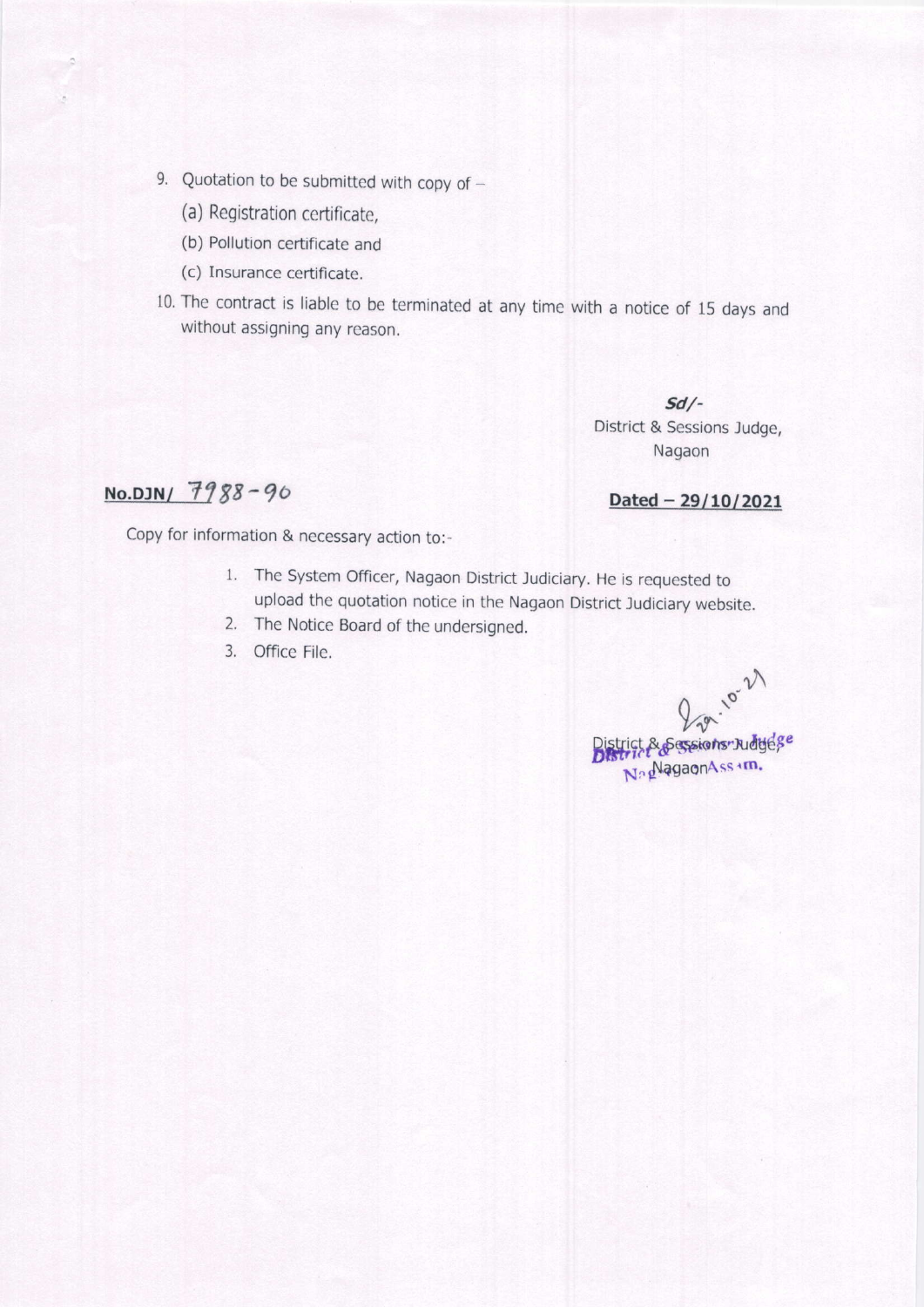9. Quotation to be submitted with copy of –
   (a) Registration certificate,
   (b) Pollution certificate and
   (c) Insurance certificate.
10. The contract is liable to be terminated at any time with a notice of 15 days and without assigning any reason.

*Sd/-*
District & Sessions Judge,
Nagaon

**No.DJN/ 7988-90** **Dated – 29/10/2021**

Copy for information & necessary action to:-

1. The System Officer, Nagaon District Judiciary. He is requested to upload the quotation notice in the Nagaon District Judiciary website.
2. The Notice Board of the undersigned.
3. Office File.

29.10.21
District & Sessions Judge,
Nagaon
District & Sessions Judge
Nagaon Assam.